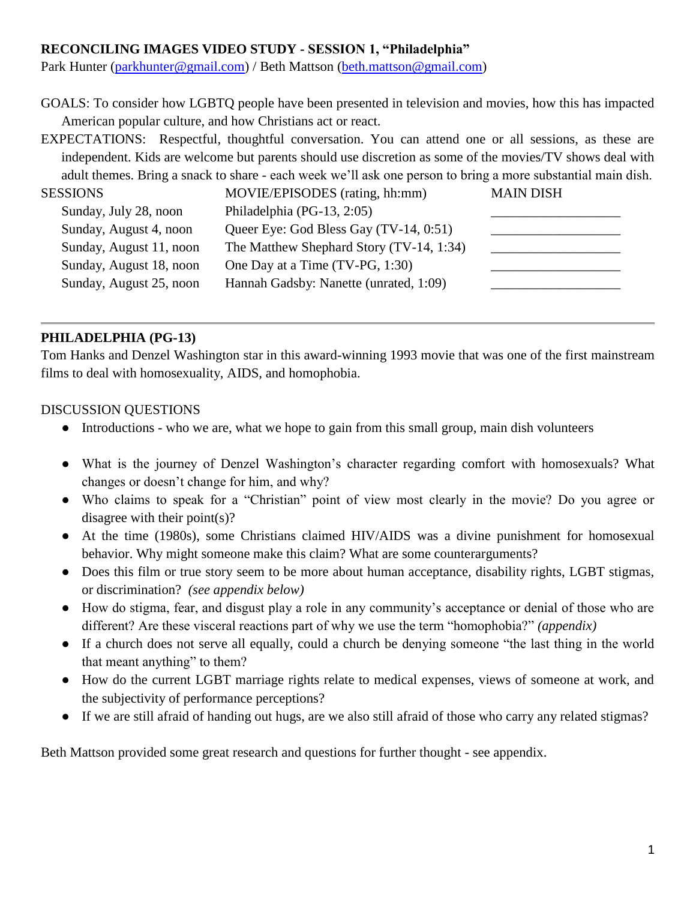**RECONCILING IMAGES VIDEO STUDY - SESSION 1, "Philadelphia"**
Park Hunter (parkhunter@gmail.com) / Beth Mattson (beth.mattson@gmail.com)

GOALS: To consider how LGBTQ people have been presented in television and movies, how this has impacted American popular culture, and how Christians act or react.

EXPECTATIONS: Respectful, thoughtful conversation. You can attend one or all sessions, as these are independent. Kids are welcome but parents should use discretion as some of the movies/TV shows deal with adult themes. Bring a snack to share - each week we'll ask one person to bring a more substantial main dish.

| SESSIONS | MOVIE/EPISODES (rating, hh:mm) | MAIN DISH |
|---|---|---|
| Sunday, July 28, noon | Philadelphia (PG-13, 2:05) | ___________________ |
| Sunday, August 4, noon | Queer Eye: God Bless Gay (TV-14, 0:51) | ___________________ |
| Sunday, August 11, noon | The Matthew Shephard Story (TV-14, 1:34) | ___________________ |
| Sunday, August 18, noon | One Day at a Time (TV-PG, 1:30) | ___________________ |
| Sunday, August 25, noon | Hannah Gadsby: Nanette (unrated, 1:09) | ___________________ |

---

## PHILADELPHIA (PG-13)

Tom Hanks and Denzel Washington star in this award-winning 1993 movie that was one of the first mainstream films to deal with homosexuality, AIDS, and homophobia.

DISCUSSION QUESTIONS

- Introductions - who we are, what we hope to gain from this small group, main dish volunteers
- What is the journey of Denzel Washington's character regarding comfort with homosexuals? What changes or doesn't change for him, and why?
- Who claims to speak for a "Christian" point of view most clearly in the movie? Do you agree or disagree with their point(s)?
- At the time (1980s), some Christians claimed HIV/AIDS was a divine punishment for homosexual behavior. Why might someone make this claim? What are some counterarguments?
- Does this film or true story seem to be more about human acceptance, disability rights, LGBT stigmas, or discrimination? *(see appendix below)*
- How do stigma, fear, and disgust play a role in any community's acceptance or denial of those who are different? Are these visceral reactions part of why we use the term "homophobia?" *(appendix)*
- If a church does not serve all equally, could a church be denying someone "the last thing in the world that meant anything" to them?
- How do the current LGBT marriage rights relate to medical expenses, views of someone at work, and the subjectivity of performance perceptions?
- If we are still afraid of handing out hugs, are we also still afraid of those who carry any related stigmas?

Beth Mattson provided some great research and questions for further thought - see appendix.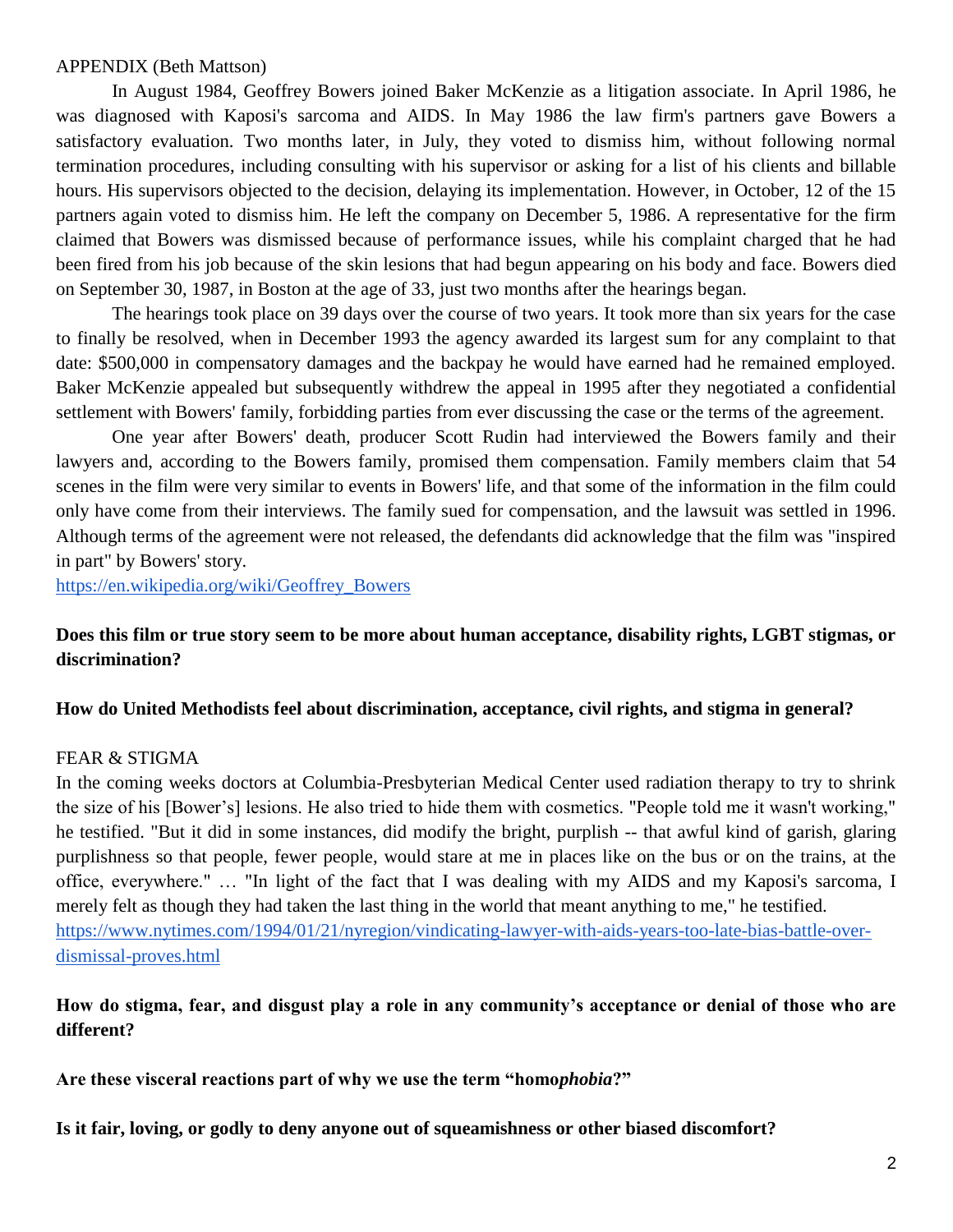APPENDIX (Beth Mattson)

In August 1984, Geoffrey Bowers joined Baker McKenzie as a litigation associate. In April 1986, he was diagnosed with Kaposi's sarcoma and AIDS. In May 1986 the law firm's partners gave Bowers a satisfactory evaluation. Two months later, in July, they voted to dismiss him, without following normal termination procedures, including consulting with his supervisor or asking for a list of his clients and billable hours. His supervisors objected to the decision, delaying its implementation. However, in October, 12 of the 15 partners again voted to dismiss him. He left the company on December 5, 1986. A representative for the firm claimed that Bowers was dismissed because of performance issues, while his complaint charged that he had been fired from his job because of the skin lesions that had begun appearing on his body and face. Bowers died on September 30, 1987, in Boston at the age of 33, just two months after the hearings began.

The hearings took place on 39 days over the course of two years. It took more than six years for the case to finally be resolved, when in December 1993 the agency awarded its largest sum for any complaint to that date: $500,000 in compensatory damages and the backpay he would have earned had he remained employed. Baker McKenzie appealed but subsequently withdrew the appeal in 1995 after they negotiated a confidential settlement with Bowers' family, forbidding parties from ever discussing the case or the terms of the agreement.

One year after Bowers' death, producer Scott Rudin had interviewed the Bowers family and their lawyers and, according to the Bowers family, promised them compensation. Family members claim that 54 scenes in the film were very similar to events in Bowers' life, and that some of the information in the film could only have come from their interviews. The family sued for compensation, and the lawsuit was settled in 1996. Although terms of the agreement were not released, the defendants did acknowledge that the film was "inspired in part" by Bowers' story.

https://en.wikipedia.org/wiki/Geoffrey_Bowers

**Does this film or true story seem to be more about human acceptance, disability rights, LGBT stigmas, or discrimination?**

**How do United Methodists feel about discrimination, acceptance, civil rights, and stigma in general?**

FEAR & STIGMA

In the coming weeks doctors at Columbia-Presbyterian Medical Center used radiation therapy to try to shrink the size of his [Bower's] lesions. He also tried to hide them with cosmetics. "People told me it wasn't working," he testified. "But it did in some instances, did modify the bright, purplish -- that awful kind of garish, glaring purplishness so that people, fewer people, would stare at me in places like on the bus or on the trains, at the office, everywhere." … "In light of the fact that I was dealing with my AIDS and my Kaposi's sarcoma, I merely felt as though they had taken the last thing in the world that meant anything to me," he testified.

https://www.nytimes.com/1994/01/21/nyregion/vindicating-lawyer-with-aids-years-too-late-bias-battle-over-dismissal-proves.html

**How do stigma, fear, and disgust play a role in any community's acceptance or denial of those who are different?**

**Are these visceral reactions part of why we use the term "homo*phobia*?"**

**Is it fair, loving, or godly to deny anyone out of squeamishness or other biased discomfort?**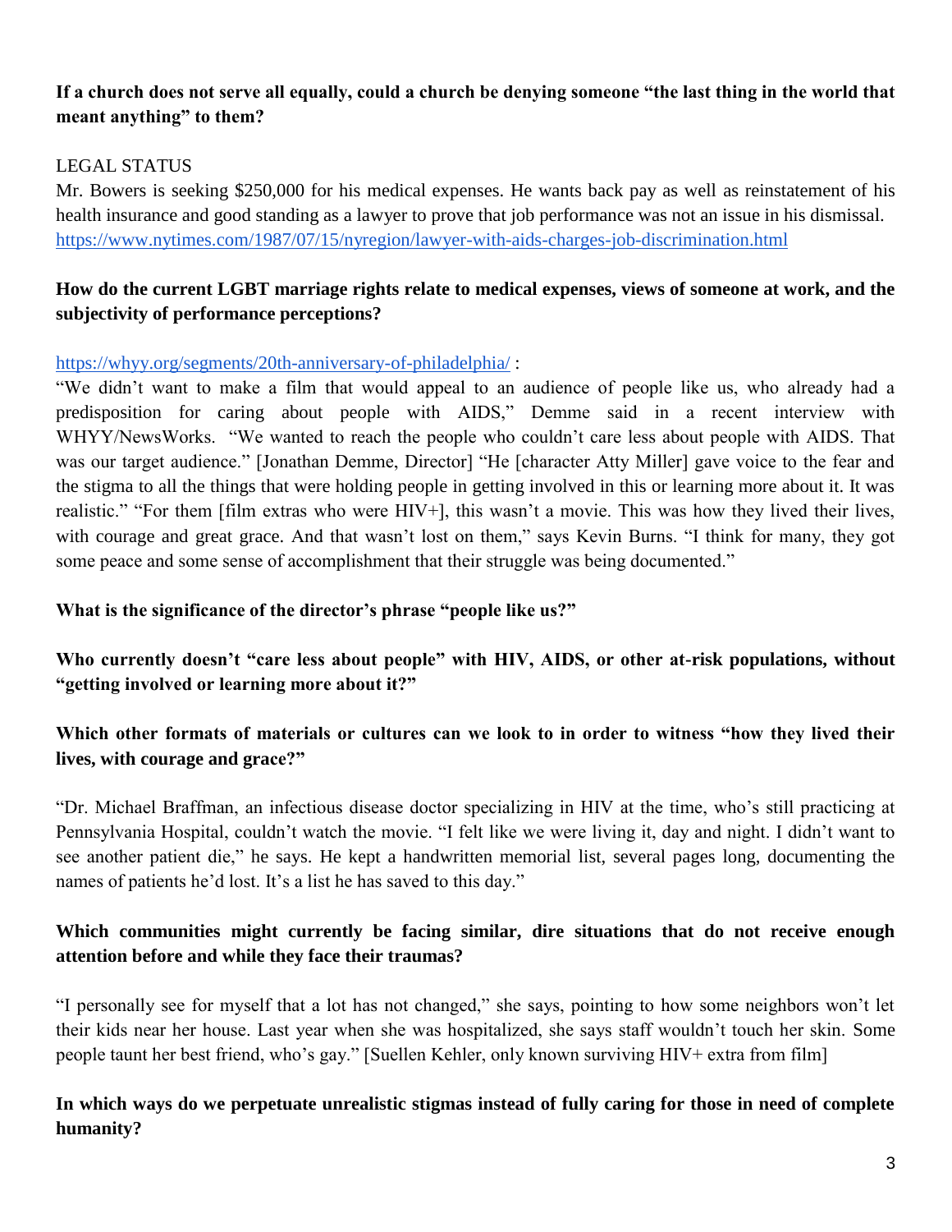**If a church does not serve all equally, could a church be denying someone "the last thing in the world that meant anything" to them?**

LEGAL STATUS

Mr. Bowers is seeking $250,000 for his medical expenses. He wants back pay as well as reinstatement of his health insurance and good standing as a lawyer to prove that job performance was not an issue in his dismissal. https://www.nytimes.com/1987/07/15/nyregion/lawyer-with-aids-charges-job-discrimination.html

**How do the current LGBT marriage rights relate to medical expenses, views of someone at work, and the subjectivity of performance perceptions?**

https://whyy.org/segments/20th-anniversary-of-philadelphia/ :

"We didn't want to make a film that would appeal to an audience of people like us, who already had a predisposition for caring about people with AIDS," Demme said in a recent interview with WHYY/NewsWorks. "We wanted to reach the people who couldn't care less about people with AIDS. That was our target audience." [Jonathan Demme, Director] "He [character Atty Miller] gave voice to the fear and the stigma to all the things that were holding people in getting involved in this or learning more about it. It was realistic." "For them [film extras who were HIV+], this wasn't a movie. This was how they lived their lives, with courage and great grace. And that wasn't lost on them," says Kevin Burns. "I think for many, they got some peace and some sense of accomplishment that their struggle was being documented."

**What is the significance of the director's phrase "people like us?"**

**Who currently doesn't "care less about people" with HIV, AIDS, or other at-risk populations, without "getting involved or learning more about it?"**

**Which other formats of materials or cultures can we look to in order to witness "how they lived their lives, with courage and grace?"**

"Dr. Michael Braffman, an infectious disease doctor specializing in HIV at the time, who's still practicing at Pennsylvania Hospital, couldn't watch the movie. "I felt like we were living it, day and night. I didn't want to see another patient die," he says. He kept a handwritten memorial list, several pages long, documenting the names of patients he'd lost. It's a list he has saved to this day."

**Which communities might currently be facing similar, dire situations that do not receive enough attention before and while they face their traumas?**

"I personally see for myself that a lot has not changed," she says, pointing to how some neighbors won't let their kids near her house. Last year when she was hospitalized, she says staff wouldn't touch her skin. Some people taunt her best friend, who's gay." [Suellen Kehler, only known surviving HIV+ extra from film]

**In which ways do we perpetuate unrealistic stigmas instead of fully caring for those in need of complete humanity?**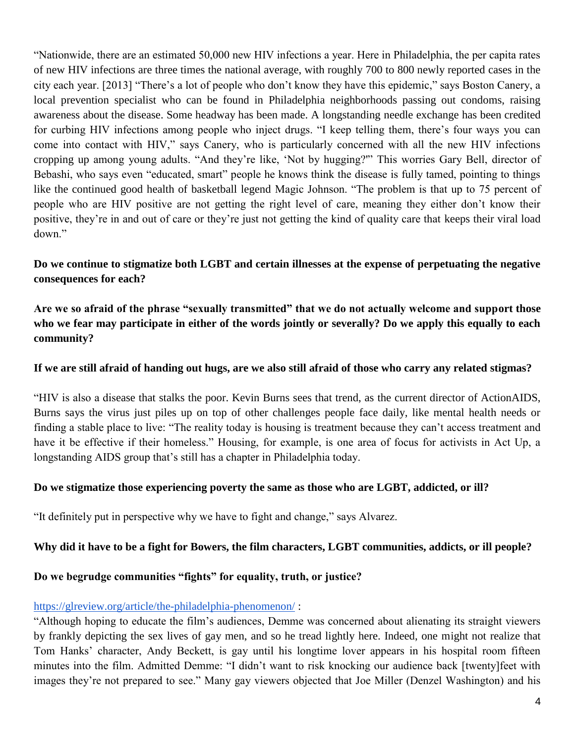"Nationwide, there are an estimated 50,000 new HIV infections a year. Here in Philadelphia, the per capita rates of new HIV infections are three times the national average, with roughly 700 to 800 newly reported cases in the city each year. [2013] "There's a lot of people who don't know they have this epidemic," says Boston Canery, a local prevention specialist who can be found in Philadelphia neighborhoods passing out condoms, raising awareness about the disease. Some headway has been made. A longstanding needle exchange has been credited for curbing HIV infections among people who inject drugs. "I keep telling them, there's four ways you can come into contact with HIV," says Canery, who is particularly concerned with all the new HIV infections cropping up among young adults. "And they're like, 'Not by hugging?'" This worries Gary Bell, director of Bebashi, who says even "educated, smart" people he knows think the disease is fully tamed, pointing to things like the continued good health of basketball legend Magic Johnson. "The problem is that up to 75 percent of people who are HIV positive are not getting the right level of care, meaning they either don't know their positive, they're in and out of care or they're just not getting the kind of quality care that keeps their viral load down."

**Do we continue to stigmatize both LGBT and certain illnesses at the expense of perpetuating the negative consequences for each?**

**Are we so afraid of the phrase "sexually transmitted" that we do not actually welcome and support those who we fear may participate in either of the words jointly or severally? Do we apply this equally to each community?**

**If we are still afraid of handing out hugs, are we also still afraid of those who carry any related stigmas?**

"HIV is also a disease that stalks the poor. Kevin Burns sees that trend, as the current director of ActionAIDS, Burns says the virus just piles up on top of other challenges people face daily, like mental health needs or finding a stable place to live: "The reality today is housing is treatment because they can't access treatment and have it be effective if their homeless." Housing, for example, is one area of focus for activists in Act Up, a longstanding AIDS group that's still has a chapter in Philadelphia today.

**Do we stigmatize those experiencing poverty the same as those who are LGBT, addicted, or ill?**

"It definitely put in perspective why we have to fight and change," says Alvarez.

**Why did it have to be a fight for Bowers, the film characters, LGBT communities, addicts, or ill people?**

**Do we begrudge communities "fights" for equality, truth, or justice?**

[https://glreview.org/article/the-philadelphia-phenomenon/](https://glreview.org/article/the-philadelphia-phenomenon/) :

"Although hoping to educate the film's audiences, Demme was concerned about alienating its straight viewers by frankly depicting the sex lives of gay men, and so he tread lightly here. Indeed, one might not realize that Tom Hanks' character, Andy Beckett, is gay until his longtime lover appears in his hospital room fifteen minutes into the film. Admitted Demme: "I didn't want to risk knocking our audience back [twenty]feet with images they're not prepared to see." Many gay viewers objected that Joe Miller (Denzel Washington) and his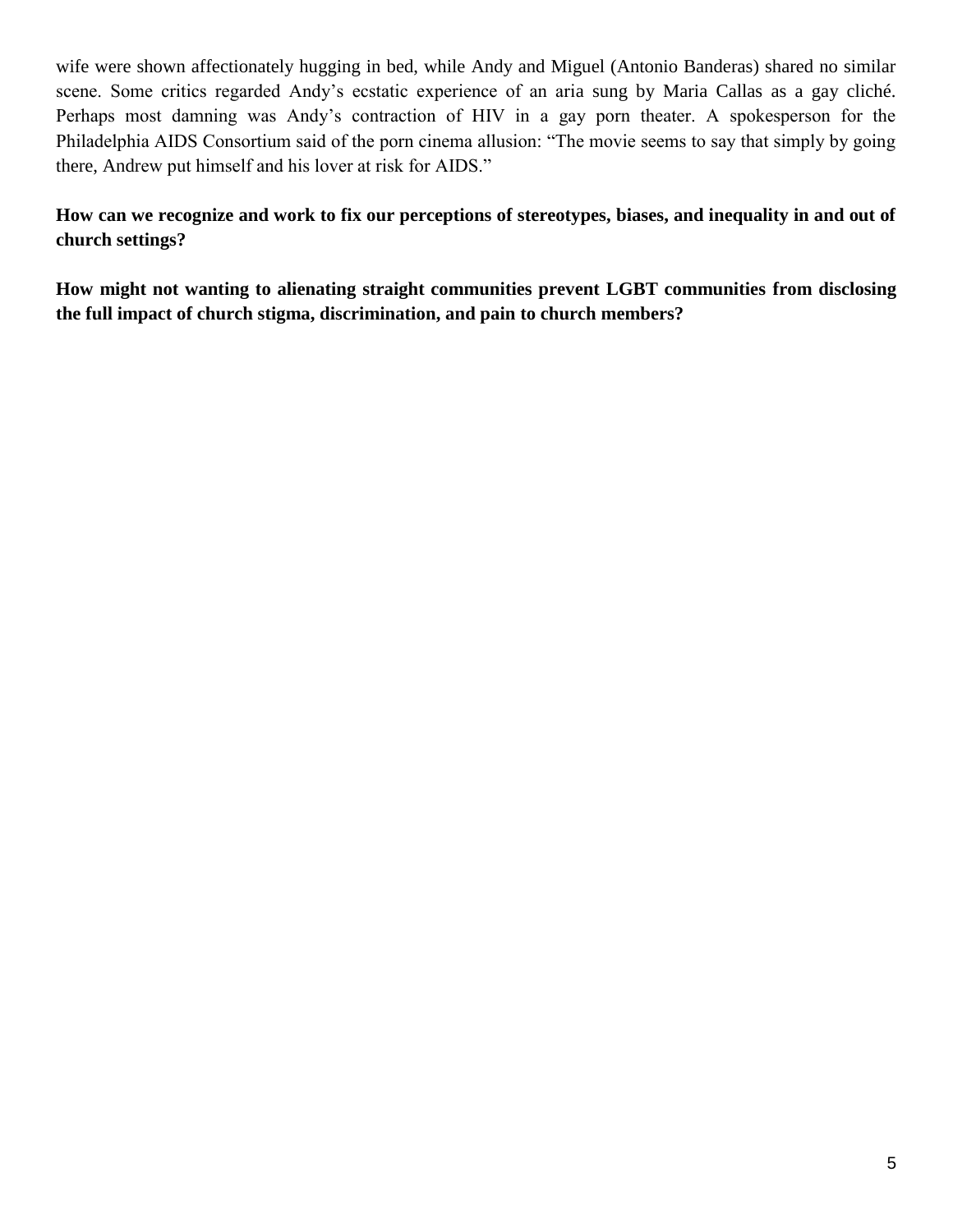wife were shown affectionately hugging in bed, while Andy and Miguel (Antonio Banderas) shared no similar scene. Some critics regarded Andy's ecstatic experience of an aria sung by Maria Callas as a gay cliché. Perhaps most damning was Andy's contraction of HIV in a gay porn theater. A spokesperson for the Philadelphia AIDS Consortium said of the porn cinema allusion: "The movie seems to say that simply by going there, Andrew put himself and his lover at risk for AIDS."

**How can we recognize and work to fix our perceptions of stereotypes, biases, and inequality in and out of church settings?**

**How might not wanting to alienating straight communities prevent LGBT communities from disclosing the full impact of church stigma, discrimination, and pain to church members?**